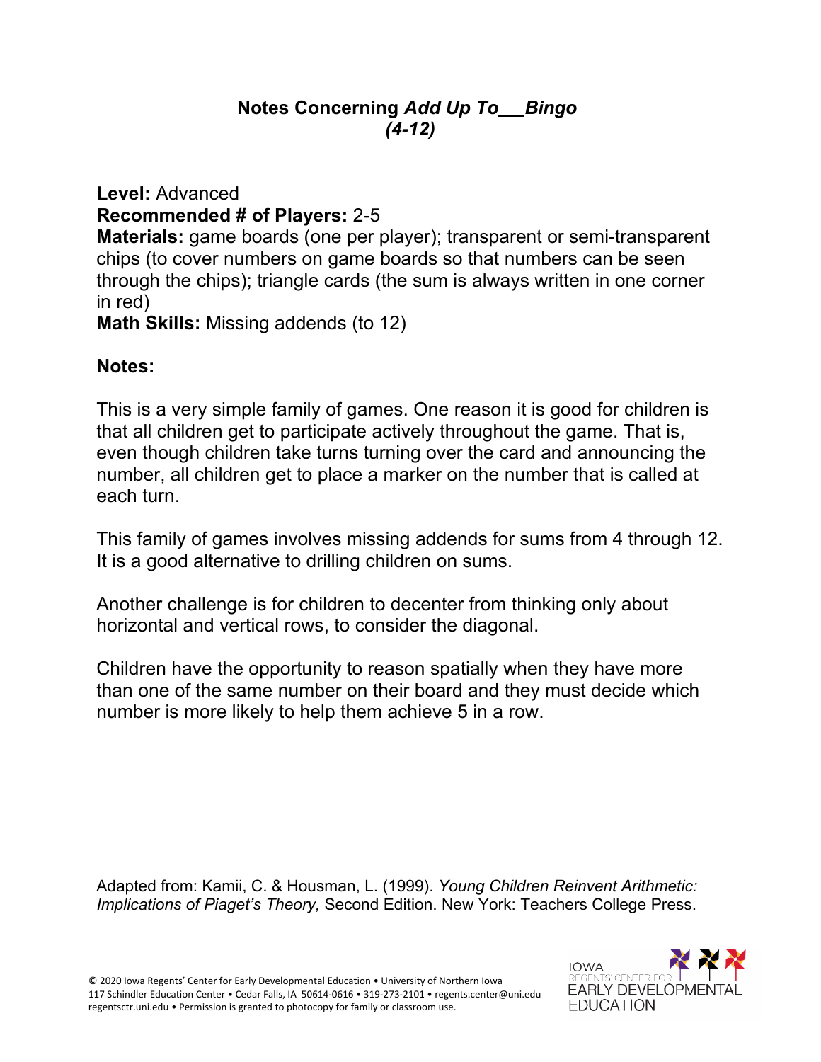# Notes Concerning *Add Up To___Bingo* *(4-12)*

**Level:** Advanced
**Recommended # of Players:** 2-5
**Materials:** game boards (one per player); transparent or semi-transparent chips (to cover numbers on game boards so that numbers can be seen through the chips); triangle cards (the sum is always written in one corner in red)
**Math Skills:** Missing addends (to 12)

**Notes:**

This is a very simple family of games. One reason it is good for children is that all children get to participate actively throughout the game. That is, even though children take turns turning over the card and announcing the number, all children get to place a marker on the number that is called at each turn.

This family of games involves missing addends for sums from 4 through 12. It is a good alternative to drilling children on sums.

Another challenge is for children to decenter from thinking only about horizontal and vertical rows, to consider the diagonal.

Children have the opportunity to reason spatially when they have more than one of the same number on their board and they must decide which number is more likely to help them achieve 5 in a row.

Adapted from: Kamii, C. & Housman, L. (1999). *Young Children Reinvent Arithmetic: Implications of Piaget's Theory,* Second Edition. New York: Teachers College Press.

© 2020 Iowa Regents' Center for Early Developmental Education • University of Northern Iowa
117 Schindler Education Center • Cedar Falls, IA 50614-0616 • 319-273-2101 • regents.center@uni.edu
regentsctr.uni.edu • Permission is granted to photocopy for family or classroom use.

IOWA REGENTS' CENTER FOR EARLY DEVELOPMENTAL EDUCATION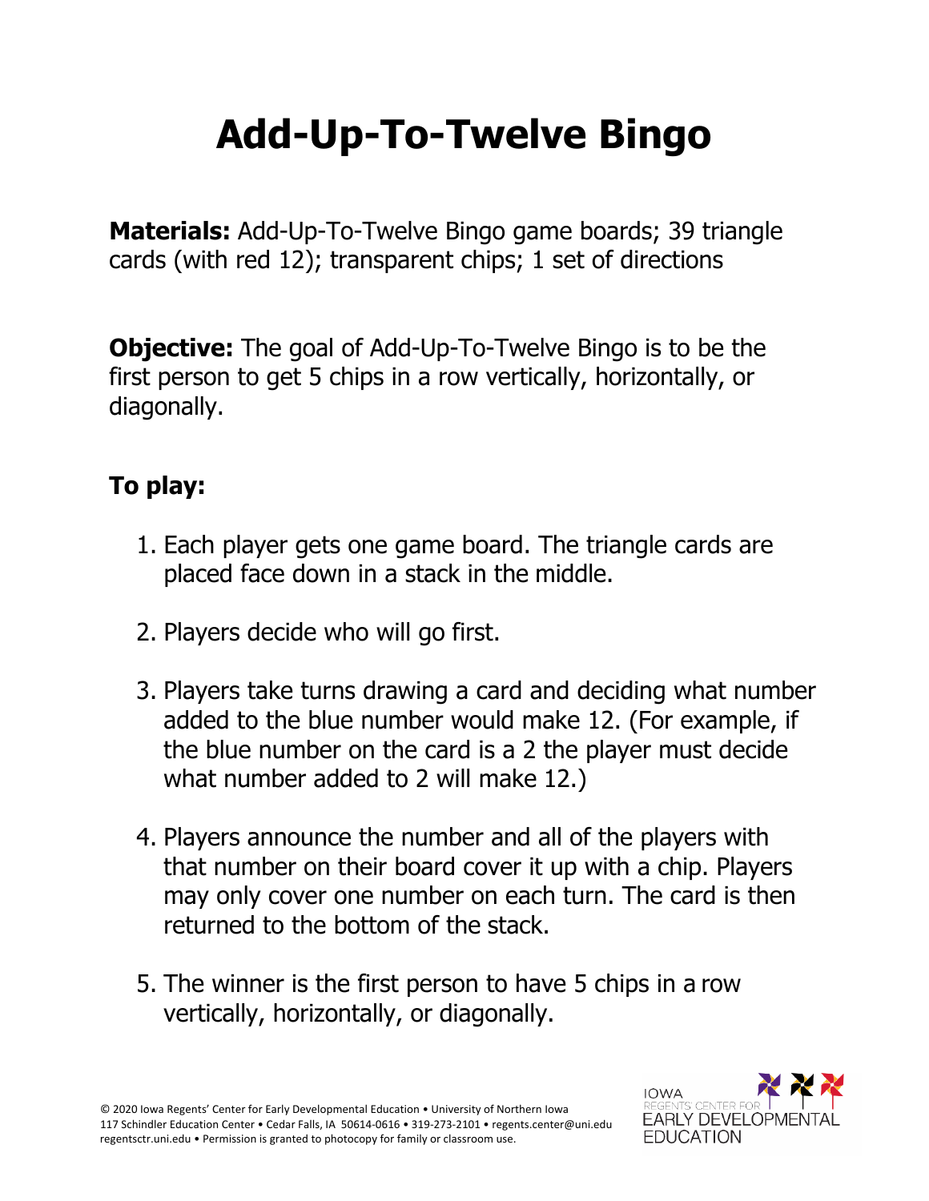# Add-Up-To-Twelve Bingo

**Materials:** Add-Up-To-Twelve Bingo game boards; 39 triangle cards (with red 12); transparent chips; 1 set of directions

**Objective:** The goal of Add-Up-To-Twelve Bingo is to be the first person to get 5 chips in a row vertically, horizontally, or diagonally.

## To play:

1. Each player gets one game board. The triangle cards are placed face down in a stack in the middle.

2. Players decide who will go first.

3. Players take turns drawing a card and deciding what number added to the blue number would make 12. (For example, if the blue number on the card is a 2 the player must decide what number added to 2 will make 12.)

4. Players announce the number and all of the players with that number on their board cover it up with a chip. Players may only cover one number on each turn. The card is then returned to the bottom of the stack.

5. The winner is the first person to have 5 chips in a row vertically, horizontally, or diagonally.

© 2020 Iowa Regents' Center for Early Developmental Education • University of Northern Iowa
117 Schindler Education Center • Cedar Falls, IA 50614-0616 • 319-273-2101 • regents.center@uni.edu
regentsctr.uni.edu • Permission is granted to photocopy for family or classroom use.

IOWA REGENTS' CENTER FOR EARLY DEVELOPMENTAL EDUCATION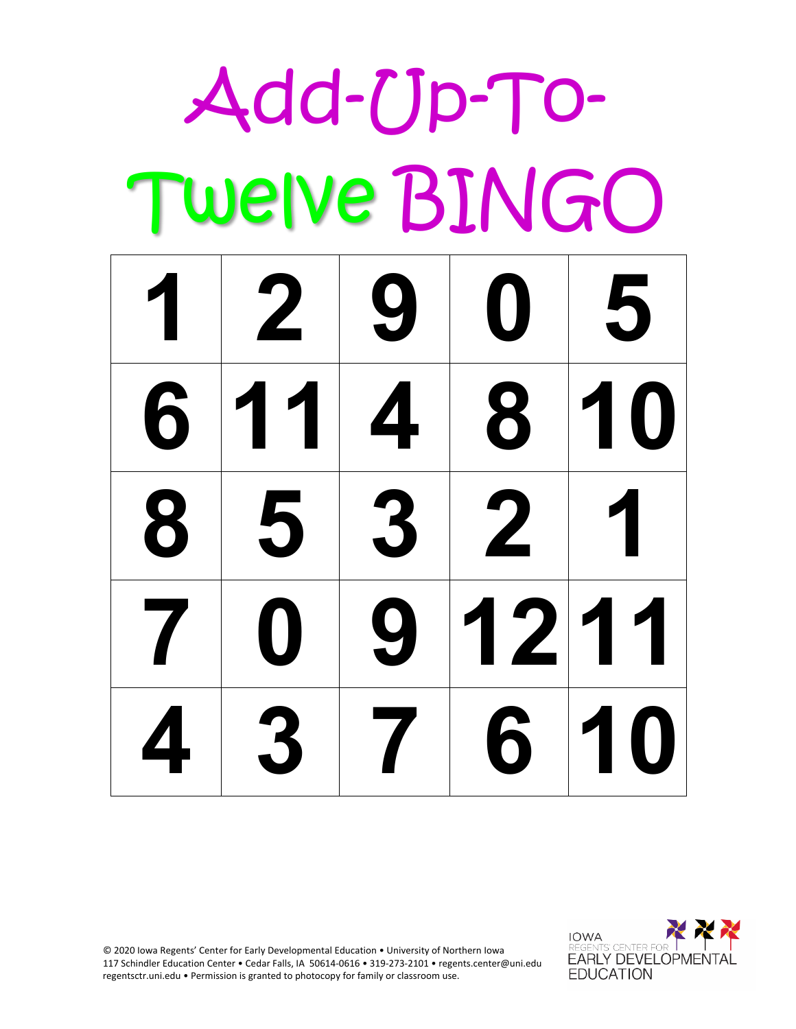# Add-Up-To-Twelve BINGO

| | | | | |
|---|---|---|---|---|
| 1 | 2 | 9 | 0 | 5 |
| 6 | 11 | 4 | 8 | 10 |
| 8 | 5 | 3 | 2 | 1 |
| 7 | 0 | 9 | 12 | 11 |
| 4 | 3 | 7 | 6 | 10 |

© 2020 Iowa Regents' Center for Early Developmental Education • University of Northern Iowa
117 Schindler Education Center • Cedar Falls, IA 50614-0616 • 319-273-2101 • regents.center@uni.edu
regentsctr.uni.edu • Permission is granted to photocopy for family or classroom use.

IOWA REGENTS' CENTER FOR EARLY DEVELOPMENTAL EDUCATION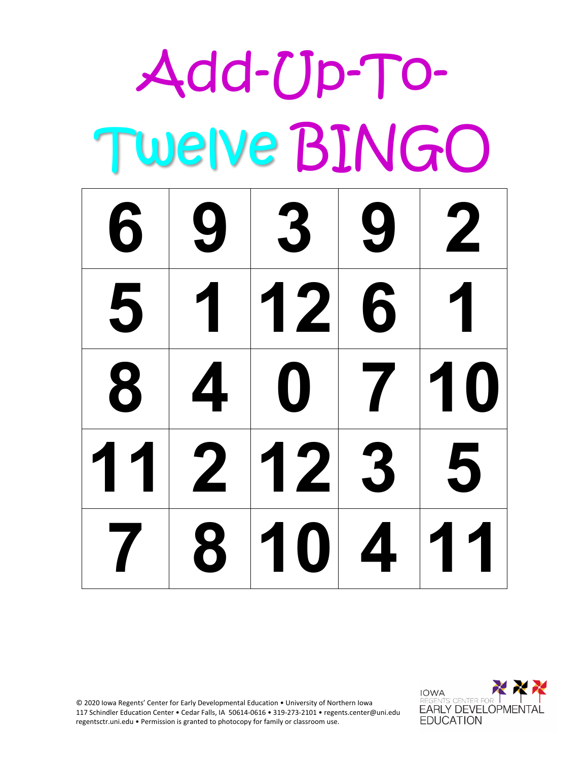# Add-Up-To-Twelve BINGO

| | | | | |
|---|---|---|---|---|
| 6 | 9 | 3 | 9 | 2 |
| 5 | 1 | 12 | 6 | 1 |
| 8 | 4 | 0 | 7 | 10 |
| 11 | 2 | 12 | 3 | 5 |
| 7 | 8 | 10 | 4 | 11 |

© 2020 Iowa Regents' Center for Early Developmental Education • University of Northern Iowa
117 Schindler Education Center • Cedar Falls, IA 50614-0616 • 319-273-2101 • regents.center@uni.edu
regentsctr.uni.edu • Permission is granted to photocopy for family or classroom use.

IOWA REGENTS' CENTER FOR EARLY DEVELOPMENTAL EDUCATION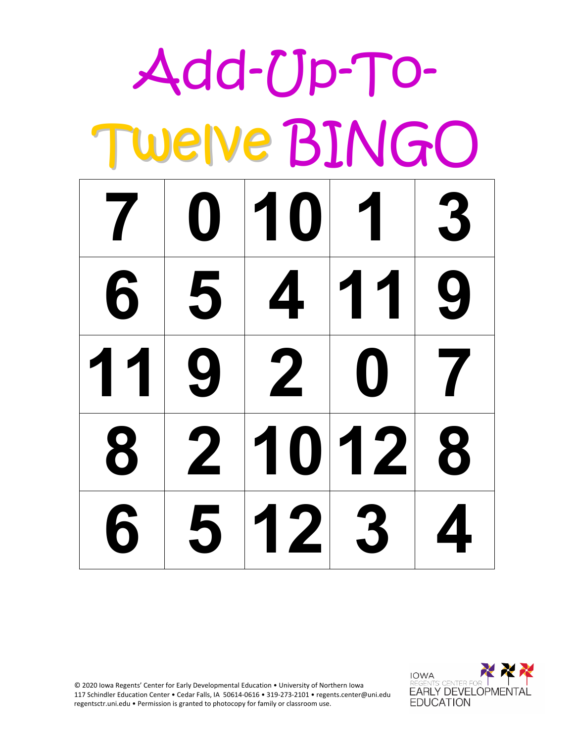# Add-Up-To-Twelve BINGO

| | | | | |
|---|---|---|---|---|
| 7 | 0 | 10 | 1 | 3 |
| 6 | 5 | 4 | 11 | 9 |
| 11 | 9 | 2 | 0 | 7 |
| 8 | 2 | 10 | 12 | 8 |
| 6 | 5 | 12 | 3 | 4 |

© 2020 Iowa Regents' Center for Early Developmental Education • University of Northern Iowa
117 Schindler Education Center • Cedar Falls, IA 50614-0616 • 319-273-2101 • regents.center@uni.edu
regentsctr.uni.edu • Permission is granted to photocopy for family or classroom use.

IOWA REGENTS' CENTER FOR EARLY DEVELOPMENTAL EDUCATION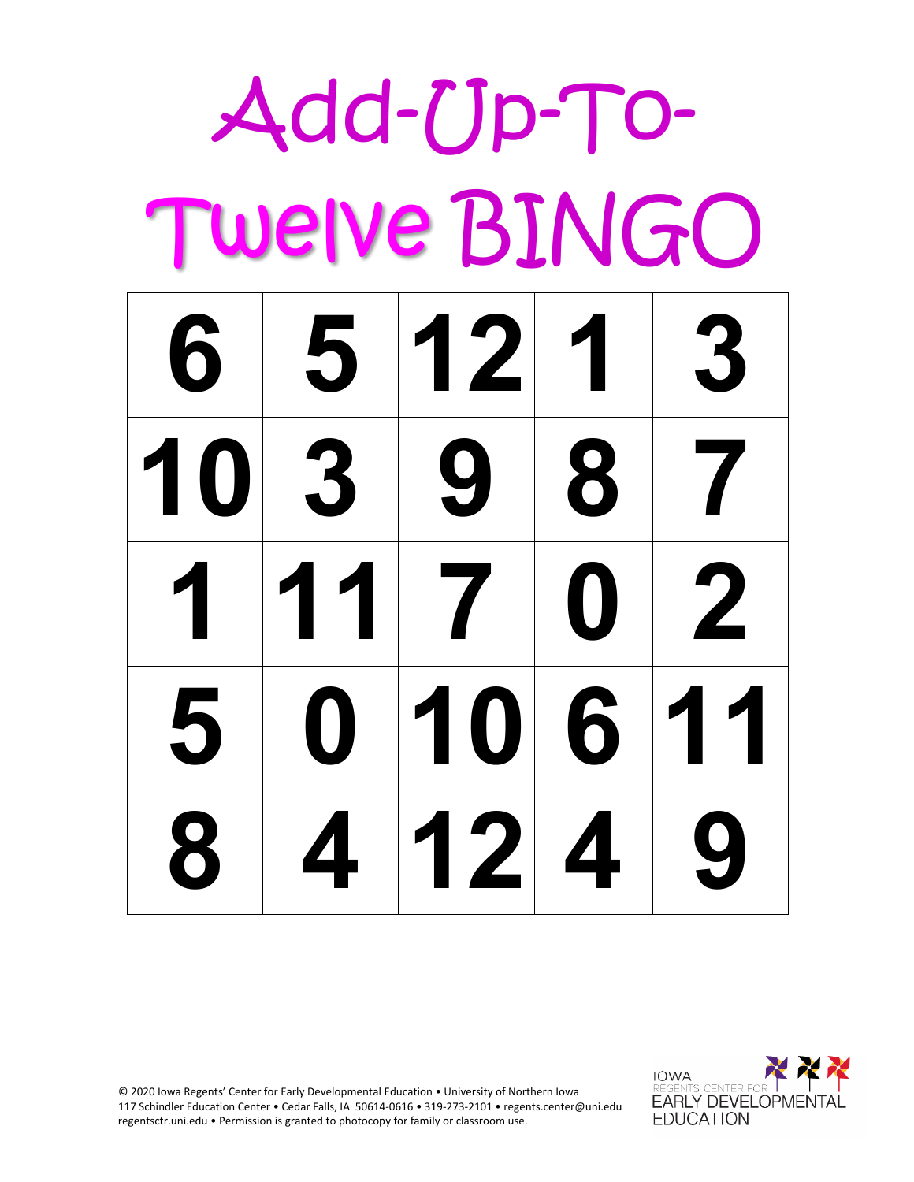# Add-Up-To-Twelve BINGO

| | | | | |
|---|---|---|---|---|
| 6 | 5 | 12 | 1 | 3 |
| 10 | 3 | 9 | 8 | 7 |
| 1 | 11 | 7 | 0 | 2 |
| 5 | 0 | 10 | 6 | 11 |
| 8 | 4 | 12 | 4 | 9 |

© 2020 Iowa Regents' Center for Early Developmental Education • University of Northern Iowa
117 Schindler Education Center • Cedar Falls, IA 50614-0616 • 319-273-2101 • regents.center@uni.edu
regentsctr.uni.edu • Permission is granted to photocopy for family or classroom use.

IOWA REGENTS' CENTER FOR EARLY DEVELOPMENTAL EDUCATION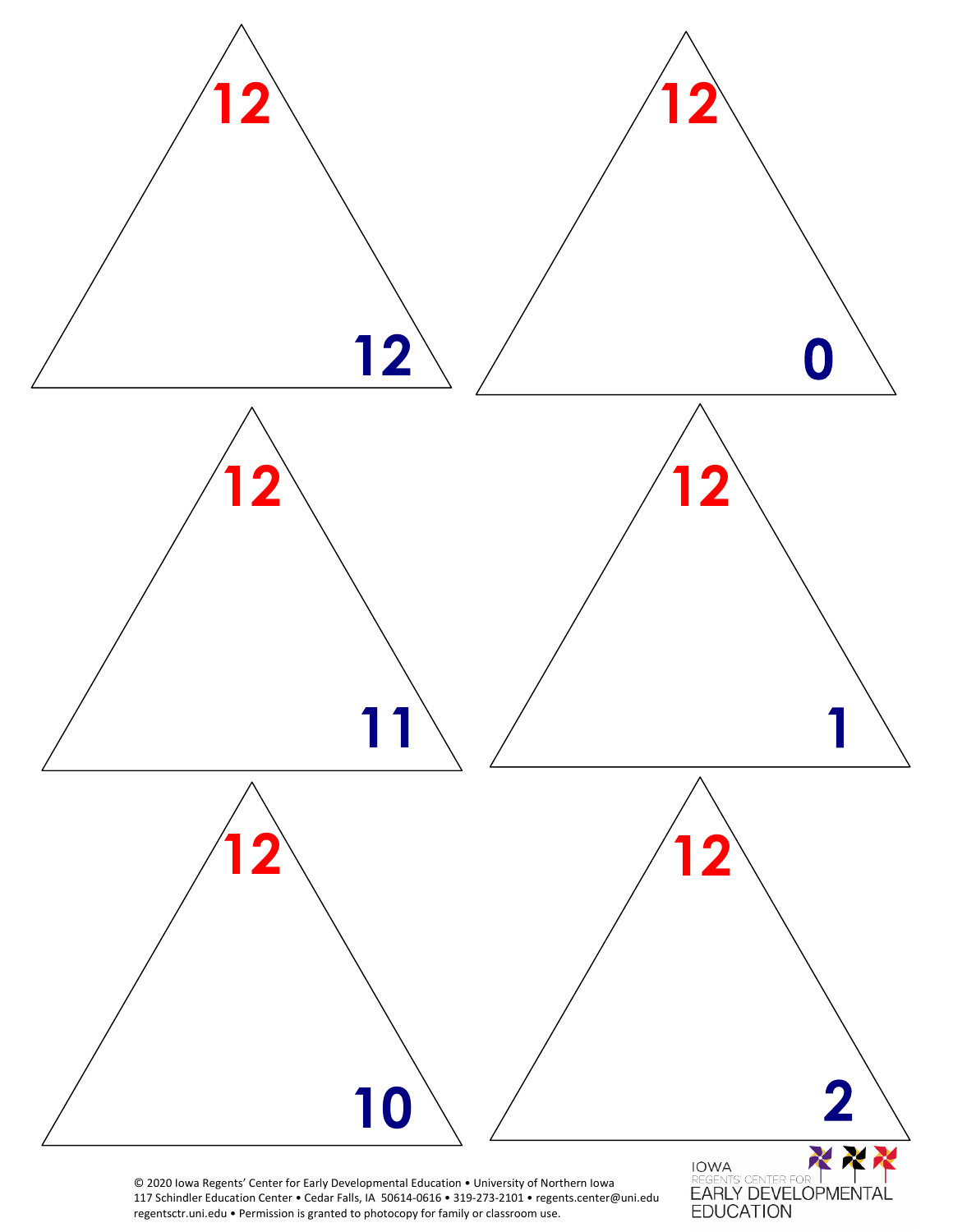12

12

12

0

12

11

12

1

12

10

12

2

© 2020 Iowa Regents' Center for Early Developmental Education • University of Northern Iowa
117 Schindler Education Center • Cedar Falls, IA 50614-0616 • 319-273-2101 • regents.center@uni.edu
regentsctr.uni.edu • Permission is granted to photocopy for family or classroom use.

IOWA
REGENTS' CENTER FOR
EARLY DEVELOPMENTAL
EDUCATION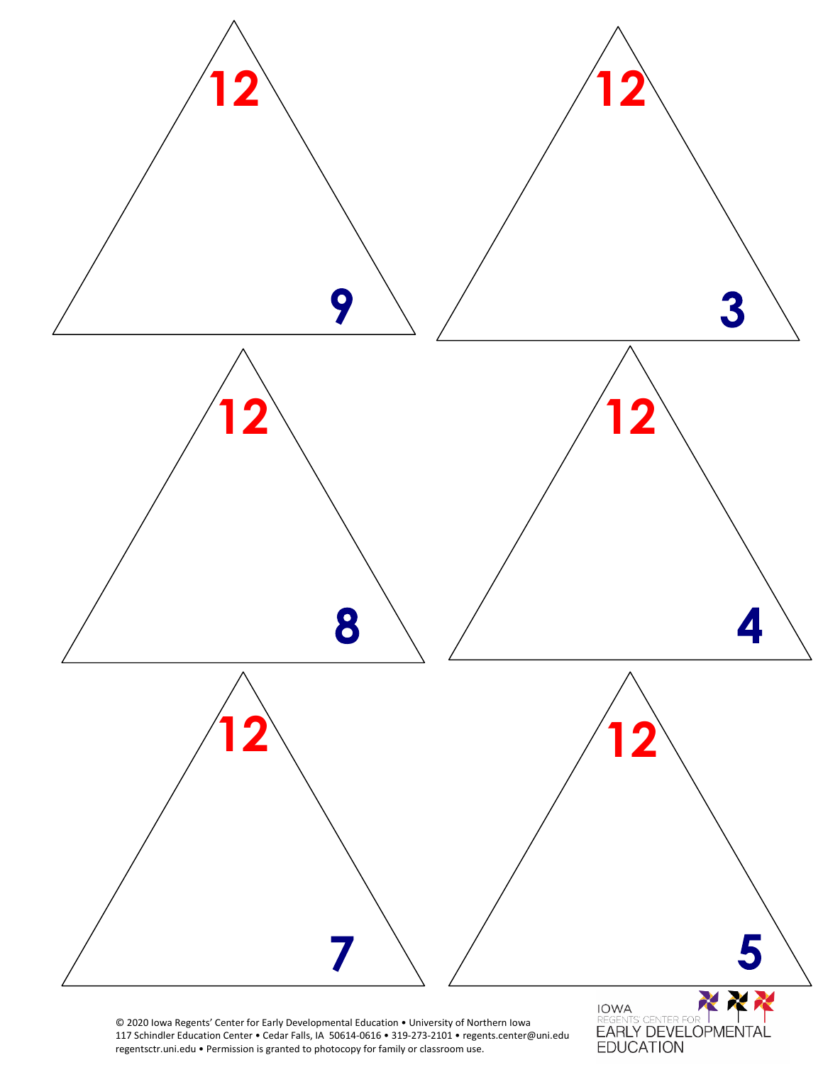12

9

12

3

12

8

12

4

12

7

12

5

© 2020 Iowa Regents' Center for Early Developmental Education • University of Northern Iowa
117 Schindler Education Center • Cedar Falls, IA 50614-0616 • 319-273-2101 • regents.center@uni.edu
regentsctr.uni.edu • Permission is granted to photocopy for family or classroom use.

IOWA REGENTS' CENTER FOR EARLY DEVELOPMENTAL EDUCATION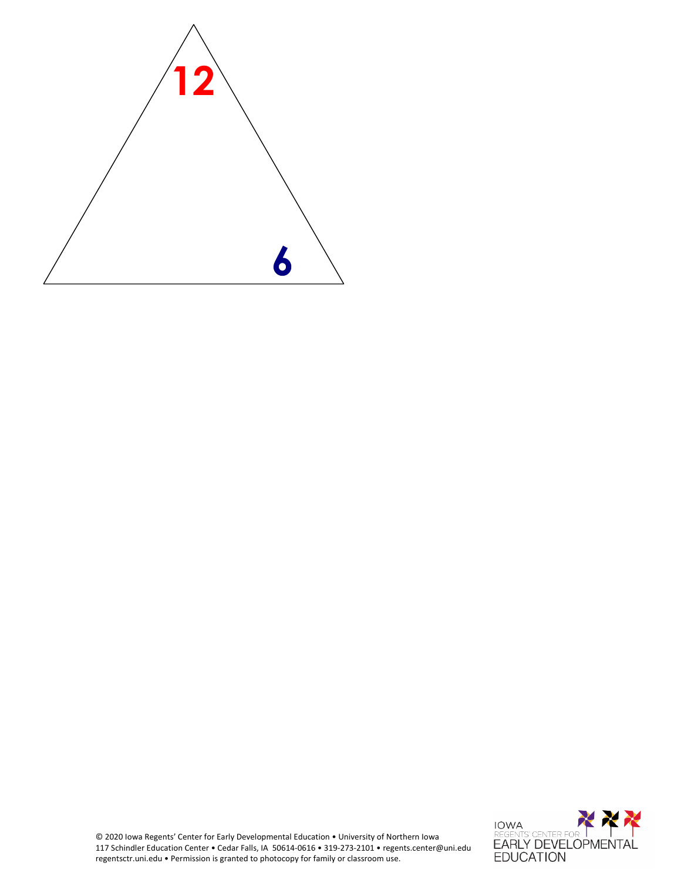12

6

© 2020 Iowa Regents' Center for Early Developmental Education • University of Northern Iowa
117 Schindler Education Center • Cedar Falls, IA 50614-0616 • 319-273-2101 • regents.center@uni.edu
regentsctr.uni.edu • Permission is granted to photocopy for family or classroom use.

IOWA
REGENTS' CENTER FOR
EARLY DEVELOPMENTAL
EDUCATION